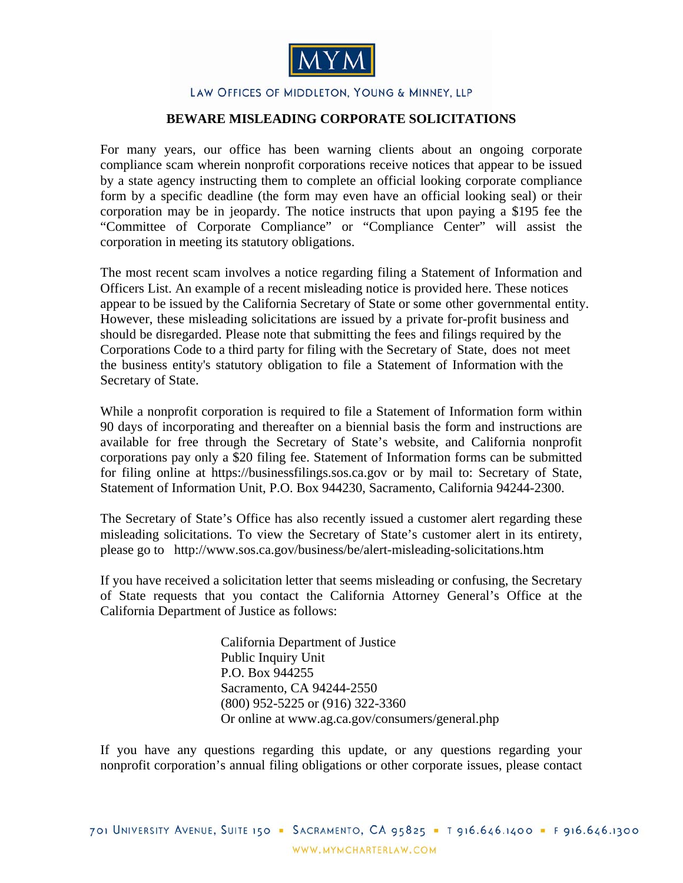MYM

LAW OFFICES OF MIDDLETON, YOUNG & MINNEY, LLP

## BEWARE MISLEADING CORPORATE SOLICITATIONS

For many years, our office has been warning clients about an ongoing corporate compliance scam wherein nonprofit corporations receive notices that appear to be issued by a state agency instructing them to complete an official looking corporate compliance form by a specific deadline (the form may even have an official looking seal) or their corporation may be in jeopardy. The notice instructs that upon paying a $195 fee the "Committee of Corporate Compliance" or "Compliance Center" will assist the corporation in meeting its statutory obligations.

The most recent scam involves a notice regarding filing a Statement of Information and Officers List. An example of a recent misleading notice is provided here. These notices appear to be issued by the California Secretary of State or some other governmental entity. However, these misleading solicitations are issued by a private for-profit business and should be disregarded. Please note that submitting the fees and filings required by the Corporations Code to a third party for filing with the Secretary of State, does not meet the business entity's statutory obligation to file a Statement of Information with the Secretary of State.

While a nonprofit corporation is required to file a Statement of Information form within 90 days of incorporating and thereafter on a biennial basis the form and instructions are available for free through the Secretary of State's website, and California nonprofit corporations pay only a $20 filing fee. Statement of Information forms can be submitted for filing online at https://businessfilings.sos.ca.gov or by mail to: Secretary of State, Statement of Information Unit, P.O. Box 944230, Sacramento, California 94244-2300.

The Secretary of State's Office has also recently issued a customer alert regarding these misleading solicitations. To view the Secretary of State's customer alert in its entirety, please go to http://www.sos.ca.gov/business/be/alert-misleading-solicitations.htm

If you have received a solicitation letter that seems misleading or confusing, the Secretary of State requests that you contact the California Attorney General's Office at the California Department of Justice as follows:

> California Department of Justice
> Public Inquiry Unit
> P.O. Box 944255
> Sacramento, CA 94244-2550
> (800) 952-5225 or (916) 322-3360
> Or online at www.ag.ca.gov/consumers/general.php

If you have any questions regarding this update, or any questions regarding your nonprofit corporation's annual filing obligations or other corporate issues, please contact

701 University Avenue, Suite 150 ▪ Sacramento, CA 95825 ▪ T 916.646.1400 ▪ F 916.646.1300

WWW.MYMCHARTERLAW.COM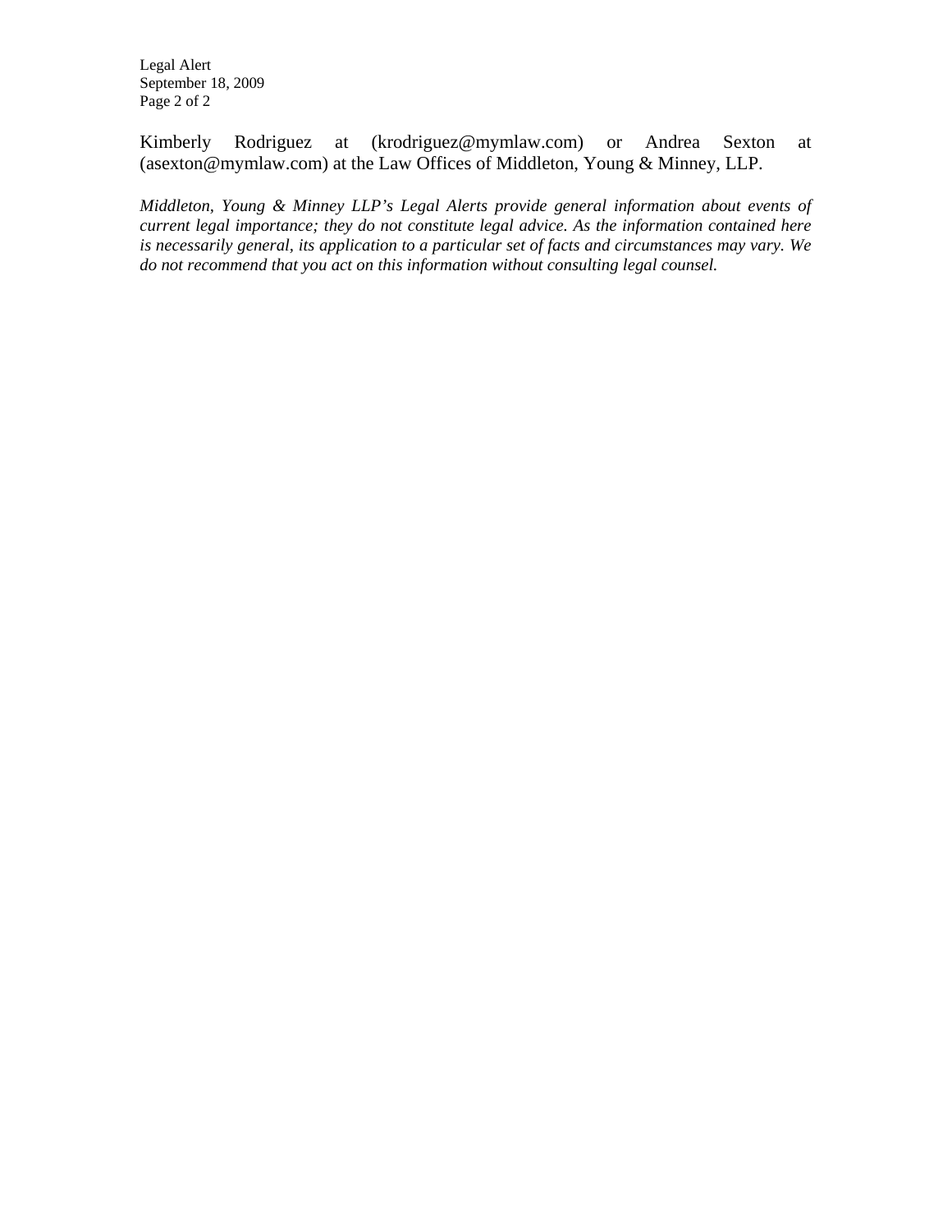Kimberly Rodriguez at (krodriguez@mymlaw.com) or Andrea Sexton at (asexton@mymlaw.com) at the Law Offices of Middleton, Young & Minney, LLP.

*Middleton, Young & Minney LLP's Legal Alerts provide general information about events of current legal importance; they do not constitute legal advice. As the information contained here is necessarily general, its application to a particular set of facts and circumstances may vary. We do not recommend that you act on this information without consulting legal counsel.*